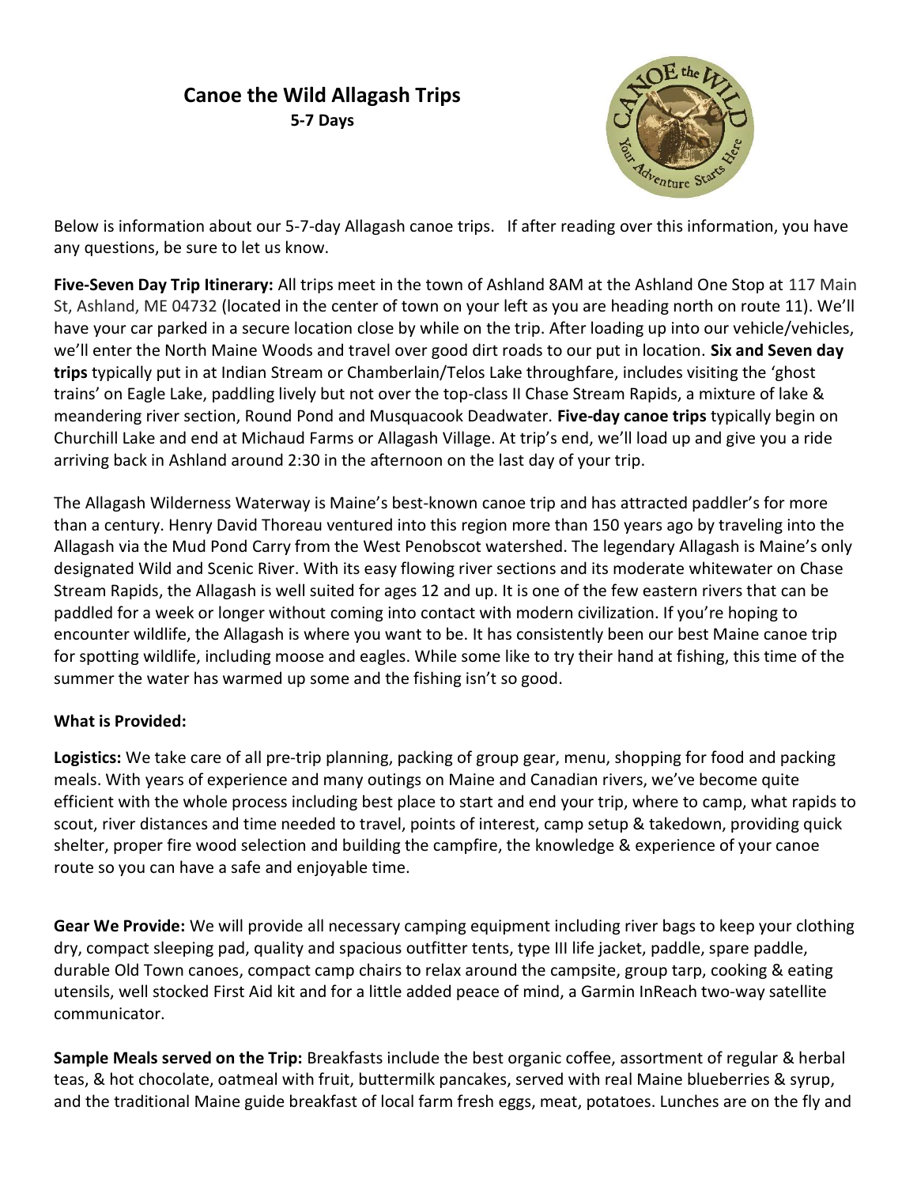# Canoe the Wild Allagash Trips

**5-7 Days**

Below is information about our 5-7-day Allagash canoe trips. If after reading over this information, you have any questions, be sure to let us know.

**Five-Seven Day Trip Itinerary:** All trips meet in the town of Ashland 8AM at the Ashland One Stop at 117 Main St, Ashland, ME 04732 (located in the center of town on your left as you are heading north on route 11). We'll have your car parked in a secure location close by while on the trip. After loading up into our vehicle/vehicles, we'll enter the North Maine Woods and travel over good dirt roads to our put in location. **Six and Seven day trips** typically put in at Indian Stream or Chamberlain/Telos Lake throughfare, includes visiting the 'ghost trains' on Eagle Lake, paddling lively but not over the top-class II Chase Stream Rapids, a mixture of lake & meandering river section, Round Pond and Musquacook Deadwater. **Five-day canoe trips** typically begin on Churchill Lake and end at Michaud Farms or Allagash Village. At trip's end, we'll load up and give you a ride arriving back in Ashland around 2:30 in the afternoon on the last day of your trip.

The Allagash Wilderness Waterway is Maine's best-known canoe trip and has attracted paddler's for more than a century. Henry David Thoreau ventured into this region more than 150 years ago by traveling into the Allagash via the Mud Pond Carry from the West Penobscot watershed. The legendary Allagash is Maine's only designated Wild and Scenic River. With its easy flowing river sections and its moderate whitewater on Chase Stream Rapids, the Allagash is well suited for ages 12 and up. It is one of the few eastern rivers that can be paddled for a week or longer without coming into contact with modern civilization. If you're hoping to encounter wildlife, the Allagash is where you want to be. It has consistently been our best Maine canoe trip for spotting wildlife, including moose and eagles. While some like to try their hand at fishing, this time of the summer the water has warmed up some and the fishing isn't so good.

**What is Provided:**

**Logistics:** We take care of all pre-trip planning, packing of group gear, menu, shopping for food and packing meals. With years of experience and many outings on Maine and Canadian rivers, we've become quite efficient with the whole process including best place to start and end your trip, where to camp, what rapids to scout, river distances and time needed to travel, points of interest, camp setup & takedown, providing quick shelter, proper fire wood selection and building the campfire, the knowledge & experience of your canoe route so you can have a safe and enjoyable time.

**Gear We Provide:** We will provide all necessary camping equipment including river bags to keep your clothing dry, compact sleeping pad, quality and spacious outfitter tents, type III life jacket, paddle, spare paddle, durable Old Town canoes, compact camp chairs to relax around the campsite, group tarp, cooking & eating utensils, well stocked First Aid kit and for a little added peace of mind, a Garmin InReach two-way satellite communicator.

**Sample Meals served on the Trip:** Breakfasts include the best organic coffee, assortment of regular & herbal teas, & hot chocolate, oatmeal with fruit, buttermilk pancakes, served with real Maine blueberries & syrup, and the traditional Maine guide breakfast of local farm fresh eggs, meat, potatoes. Lunches are on the fly and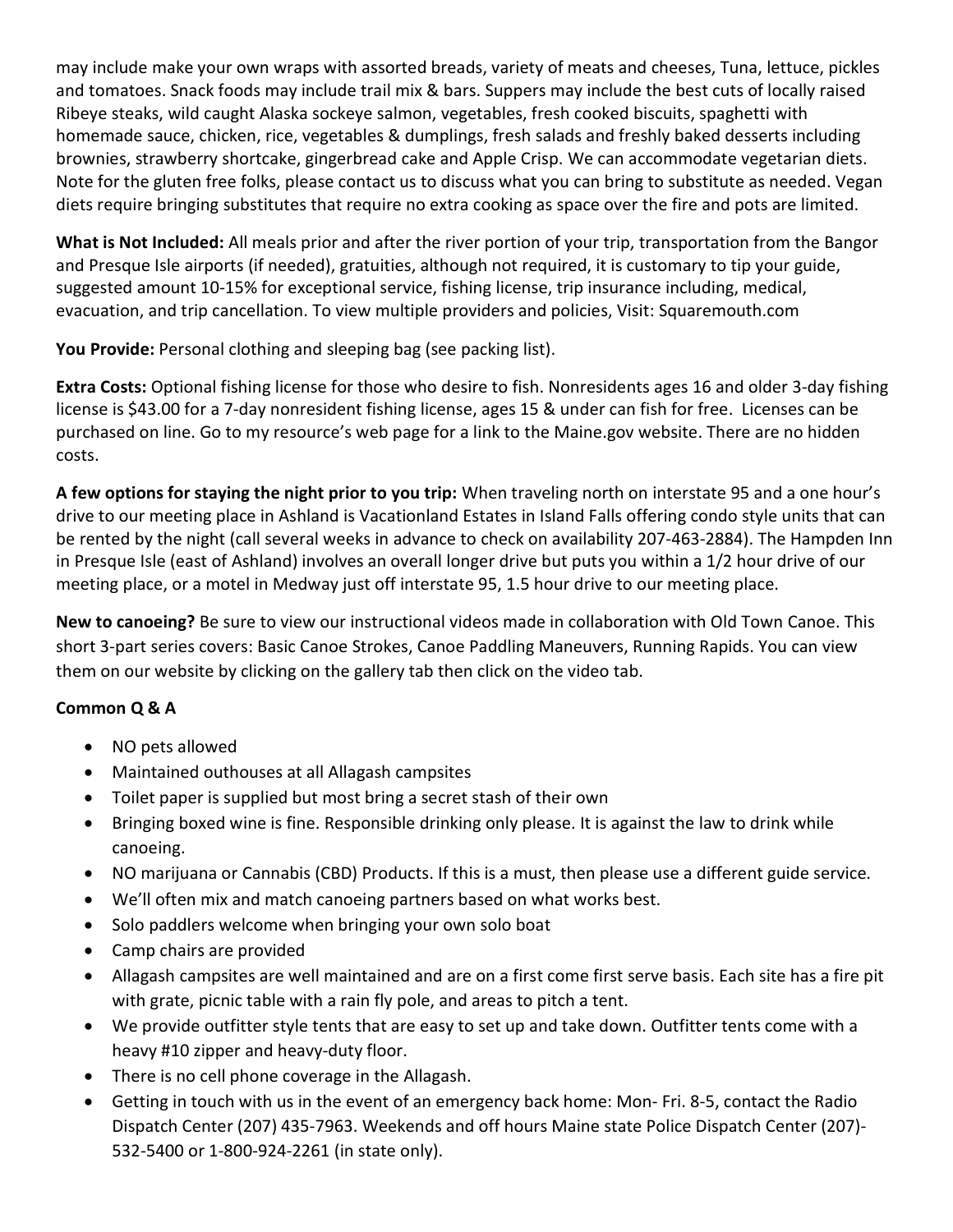may include make your own wraps with assorted breads, variety of meats and cheeses, Tuna, lettuce, pickles and tomatoes. Snack foods may include trail mix & bars. Suppers may include the best cuts of locally raised Ribeye steaks, wild caught Alaska sockeye salmon, vegetables, fresh cooked biscuits, spaghetti with homemade sauce, chicken, rice, vegetables & dumplings, fresh salads and freshly baked desserts including brownies, strawberry shortcake, gingerbread cake and Apple Crisp. We can accommodate vegetarian diets. Note for the gluten free folks, please contact us to discuss what you can bring to substitute as needed. Vegan diets require bringing substitutes that require no extra cooking as space over the fire and pots are limited.

**What is Not Included:** All meals prior and after the river portion of your trip, transportation from the Bangor and Presque Isle airports (if needed), gratuities, although not required, it is customary to tip your guide, suggested amount 10-15% for exceptional service, fishing license, trip insurance including, medical, evacuation, and trip cancellation. To view multiple providers and policies, Visit: Squaremouth.com

**You Provide:** Personal clothing and sleeping bag (see packing list).

**Extra Costs:** Optional fishing license for those who desire to fish. Nonresidents ages 16 and older 3-day fishing license is $43.00 for a 7-day nonresident fishing license, ages 15 & under can fish for free. Licenses can be purchased on line. Go to my resource's web page for a link to the Maine.gov website. There are no hidden costs.

**A few options for staying the night prior to you trip:** When traveling north on interstate 95 and a one hour's drive to our meeting place in Ashland is Vacationland Estates in Island Falls offering condo style units that can be rented by the night (call several weeks in advance to check on availability 207-463-2884). The Hampden Inn in Presque Isle (east of Ashland) involves an overall longer drive but puts you within a 1/2 hour drive of our meeting place, or a motel in Medway just off interstate 95, 1.5 hour drive to our meeting place.

**New to canoeing?** Be sure to view our instructional videos made in collaboration with Old Town Canoe. This short 3-part series covers: Basic Canoe Strokes, Canoe Paddling Maneuvers, Running Rapids. You can view them on our website by clicking on the gallery tab then click on the video tab.

**Common Q & A**

- NO pets allowed
- Maintained outhouses at all Allagash campsites
- Toilet paper is supplied but most bring a secret stash of their own
- Bringing boxed wine is fine. Responsible drinking only please. It is against the law to drink while canoeing.
- NO marijuana or Cannabis (CBD) Products. If this is a must, then please use a different guide service.
- We'll often mix and match canoeing partners based on what works best.
- Solo paddlers welcome when bringing your own solo boat
- Camp chairs are provided
- Allagash campsites are well maintained and are on a first come first serve basis. Each site has a fire pit with grate, picnic table with a rain fly pole, and areas to pitch a tent.
- We provide outfitter style tents that are easy to set up and take down. Outfitter tents come with a heavy #10 zipper and heavy-duty floor.
- There is no cell phone coverage in the Allagash.
- Getting in touch with us in the event of an emergency back home: Mon- Fri. 8-5, contact the Radio Dispatch Center (207) 435-7963. Weekends and off hours Maine state Police Dispatch Center (207)-532-5400 or 1-800-924-2261 (in state only).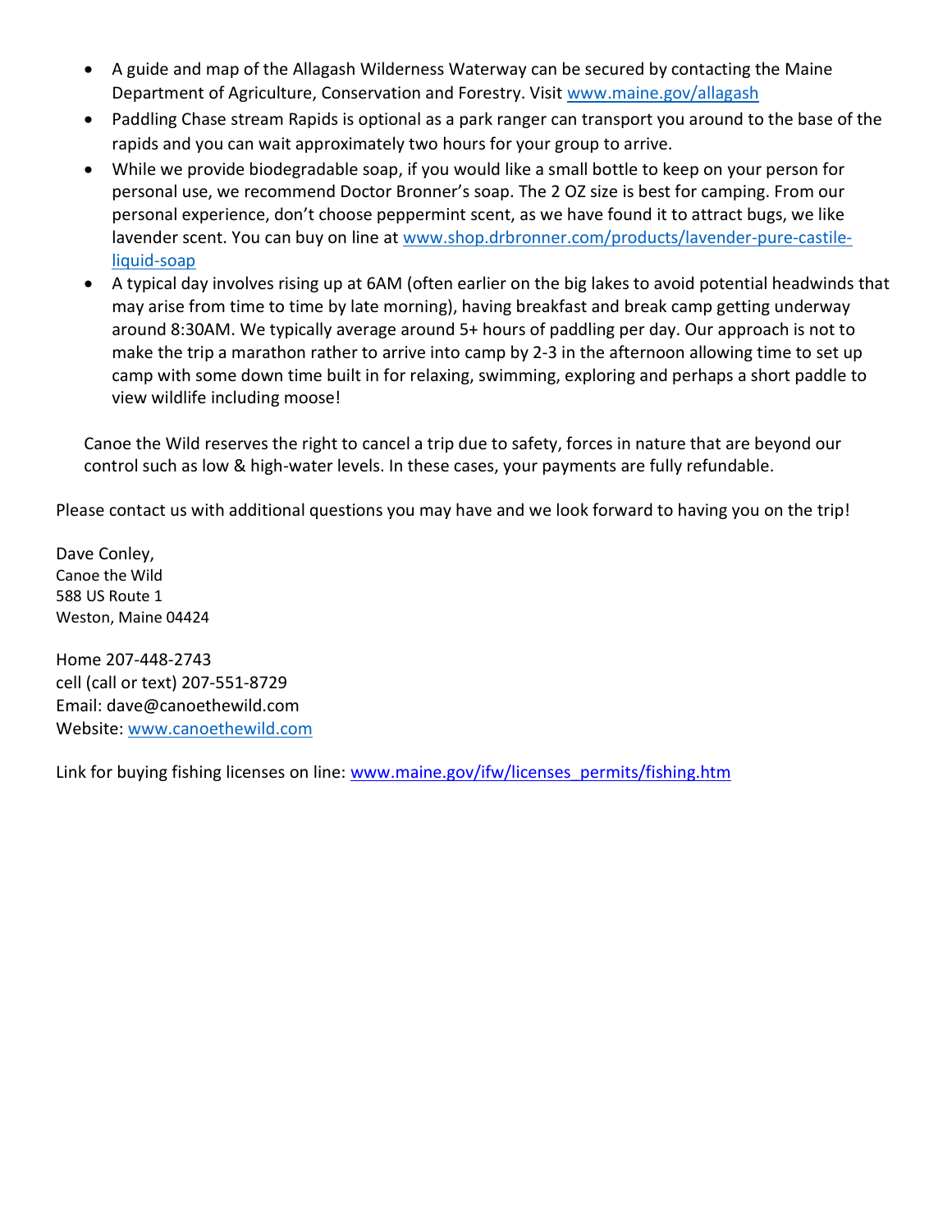- A guide and map of the Allagash Wilderness Waterway can be secured by contacting the Maine Department of Agriculture, Conservation and Forestry. Visit www.maine.gov/allagash
- Paddling Chase stream Rapids is optional as a park ranger can transport you around to the base of the rapids and you can wait approximately two hours for your group to arrive.
- While we provide biodegradable soap, if you would like a small bottle to keep on your person for personal use, we recommend Doctor Bronner's soap. The 2 OZ size is best for camping. From our personal experience, don't choose peppermint scent, as we have found it to attract bugs, we like lavender scent. You can buy on line at www.shop.drbronner.com/products/lavender-pure-castile-liquid-soap
- A typical day involves rising up at 6AM (often earlier on the big lakes to avoid potential headwinds that may arise from time to time by late morning), having breakfast and break camp getting underway around 8:30AM. We typically average around 5+ hours of paddling per day. Our approach is not to make the trip a marathon rather to arrive into camp by 2-3 in the afternoon allowing time to set up camp with some down time built in for relaxing, swimming, exploring and perhaps a short paddle to view wildlife including moose!

Canoe the Wild reserves the right to cancel a trip due to safety, forces in nature that are beyond our control such as low & high-water levels. In these cases, your payments are fully refundable.

Please contact us with additional questions you may have and we look forward to having you on the trip!

Dave Conley,
Canoe the Wild
588 US Route 1
Weston, Maine 04424

Home 207-448-2743
cell (call or text) 207-551-8729
Email: dave@canoethewild.com
Website: www.canoethewild.com

Link for buying fishing licenses on line: www.maine.gov/ifw/licenses_permits/fishing.htm